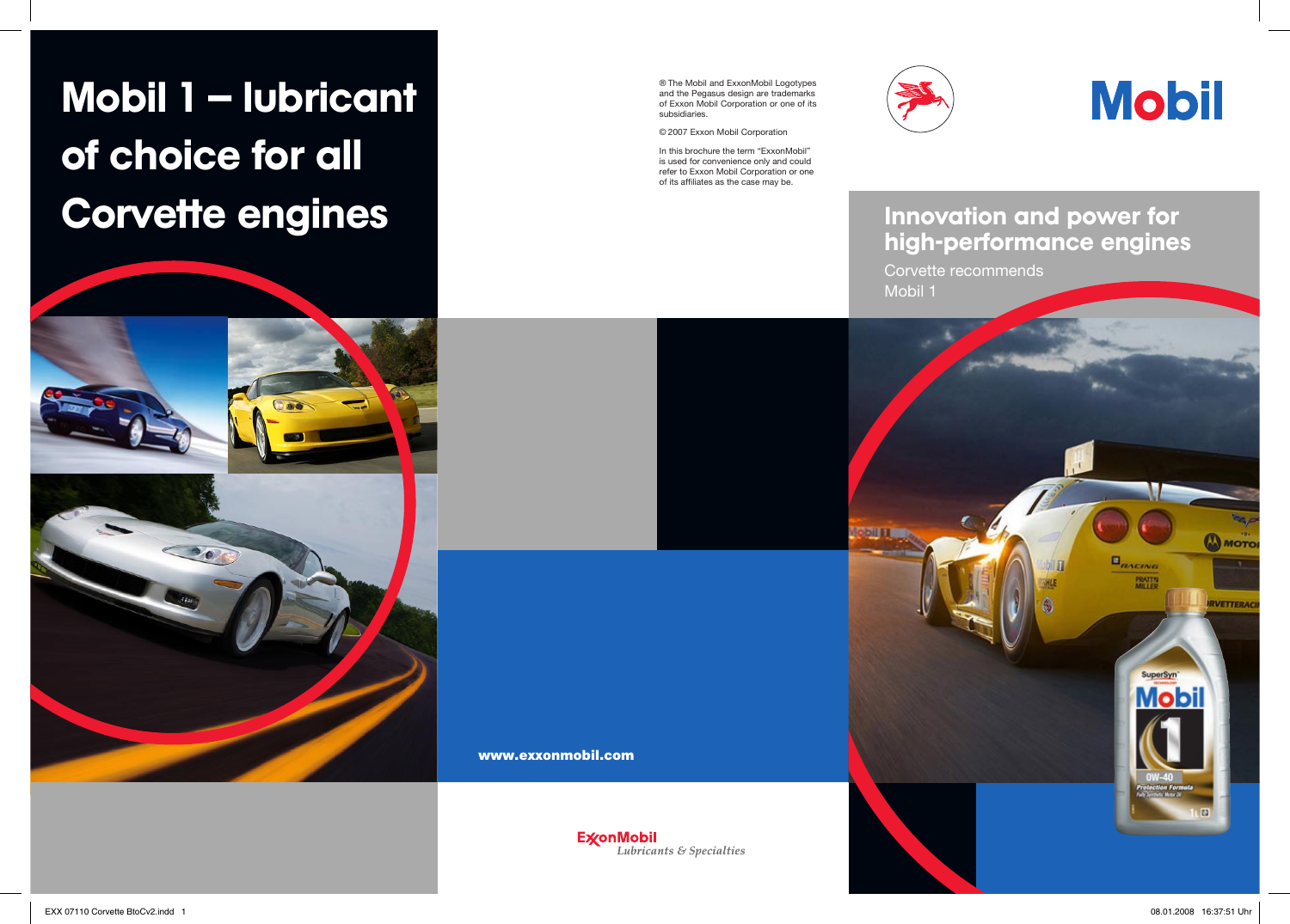# Mobil 1 – lubricant of choice for all Corvette engines

® The Mobil and ExxonMobil Logotypes and the Pegasus design are trademarks of Exxon Mobil Corporation or one of its subsidiaries.

© 2007 Exxon Mobil Corporation

In this brochure the term "ExxonMobil" is used for convenience only and could refer to Exxon Mobil Corporation or one of its affiliates as the case may be.

**www.exxonmobil.com**

ExxonMobil
*Lubricants & Specialties*

Mobil

## Innovation and power for high-performance engines

Corvette recommends
Mobil 1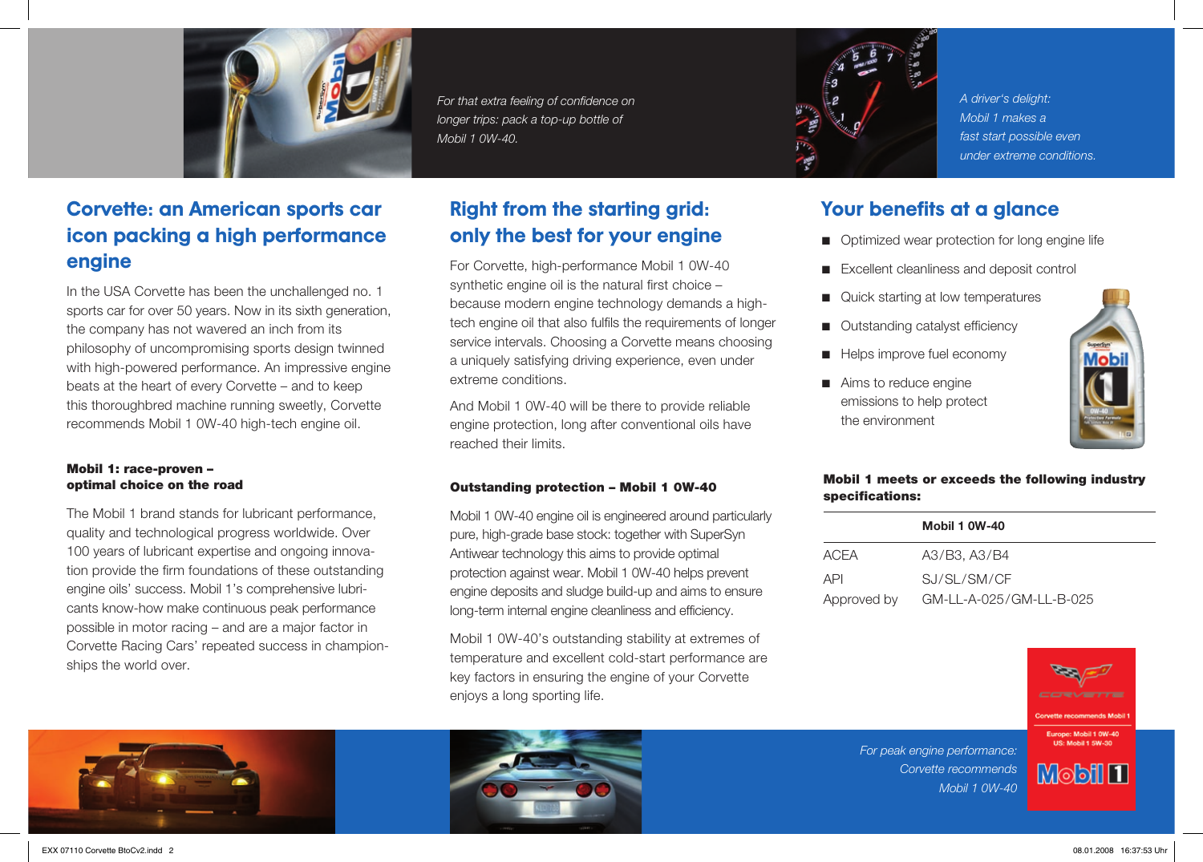*For that extra feeling of confidence on longer trips: pack a top-up bottle of Mobil 1 0W-40.*

*A driver's delight: Mobil 1 makes a fast start possible even under extreme conditions.*

## Corvette: an American sports car icon packing a high performance engine

In the USA Corvette has been the unchallenged no. 1 sports car for over 50 years. Now in its sixth generation, the company has not wavered an inch from its philosophy of uncompromising sports design twinned with high-powered performance. An impressive engine beats at the heart of every Corvette – and to keep this thoroughbred machine running sweetly, Corvette recommends Mobil 1 0W-40 high-tech engine oil.

**Mobil 1: race-proven – optimal choice on the road**

The Mobil 1 brand stands for lubricant performance, quality and technological progress worldwide. Over 100 years of lubricant expertise and ongoing innovation provide the firm foundations of these outstanding engine oils' success. Mobil 1's comprehensive lubricants know-how make continuous peak performance possible in motor racing – and are a major factor in Corvette Racing Cars' repeated success in championships the world over.

## Right from the starting grid: only the best for your engine

For Corvette, high-performance Mobil 1 0W-40 synthetic engine oil is the natural first choice – because modern engine technology demands a high-tech engine oil that also fulfils the requirements of longer service intervals. Choosing a Corvette means choosing a uniquely satisfying driving experience, even under extreme conditions.

And Mobil 1 0W-40 will be there to provide reliable engine protection, long after conventional oils have reached their limits.

**Outstanding protection – Mobil 1 0W-40**

Mobil 1 0W-40 engine oil is engineered around particularly pure, high-grade base stock: together with SuperSyn Antiwear technology this aims to provide optimal protection against wear. Mobil 1 0W-40 helps prevent engine deposits and sludge build-up and aims to ensure long-term internal engine cleanliness and efficiency.

Mobil 1 0W-40's outstanding stability at extremes of temperature and excellent cold-start performance are key factors in ensuring the engine of your Corvette enjoys a long sporting life.

## Your benefits at a glance

- Optimized wear protection for long engine life
- Excellent cleanliness and deposit control
- Quick starting at low temperatures
- Outstanding catalyst efficiency
- Helps improve fuel economy
- Aims to reduce engine emissions to help protect the environment

**Mobil 1 meets or exceeds the following industry specifications:**

| | Mobil 1 0W-40 |
|---|---|
| ACEA | A3/B3, A3/B4 |
| API | SJ/SL/SM/CF |
| Approved by | GM-LL-A-025/GM-LL-B-025 |

*For peak engine performance: Corvette recommends Mobil 1 0W-40*

Corvette recommends Mobil 1

Europe: Mobil 1 0W-40
US: Mobil 1 5W-30